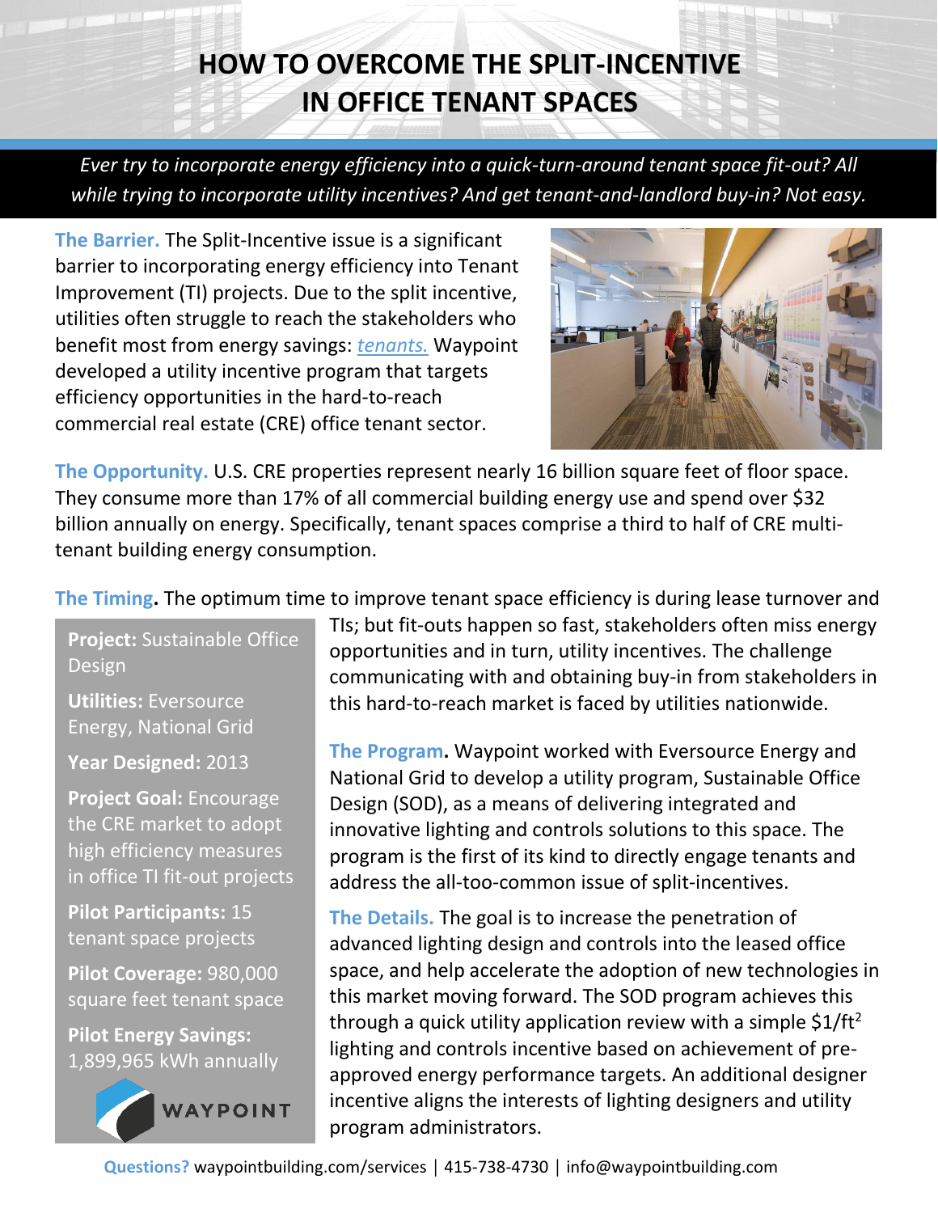# HOW TO OVERCOME THE SPLIT-INCENTIVE IN OFFICE TENANT SPACES

*Ever try to incorporate energy efficiency into a quick-turn-around tenant space fit-out? All while trying to incorporate utility incentives? And get tenant-and-landlord buy-in? Not easy.*

**The Barrier.** The Split-Incentive issue is a significant barrier to incorporating energy efficiency into Tenant Improvement (TI) projects. Due to the split incentive, utilities often struggle to reach the stakeholders who benefit most from energy savings: *tenants.* Waypoint developed a utility incentive program that targets efficiency opportunities in the hard-to-reach commercial real estate (CRE) office tenant sector.

**The Opportunity.** U.S. CRE properties represent nearly 16 billion square feet of floor space. They consume more than 17% of all commercial building energy use and spend over $32 billion annually on energy. Specifically, tenant spaces comprise a third to half of CRE multi-tenant building energy consumption.

**The Timing.** The optimum time to improve tenant space efficiency is during lease turnover and TIs; but fit-outs happen so fast, stakeholders often miss energy opportunities and in turn, utility incentives. The challenge communicating with and obtaining buy-in from stakeholders in this hard-to-reach market is faced by utilities nationwide.

**Project:** Sustainable Office Design

**Utilities:** Eversource Energy, National Grid

**Year Designed:** 2013

**Project Goal:** Encourage the CRE market to adopt high efficiency measures in office TI fit-out projects

**Pilot Participants:** 15 tenant space projects

**Pilot Coverage:** 980,000 square feet tenant space

**Pilot Energy Savings:** 1,899,965 kWh annually

WAYPOINT

**The Program.** Waypoint worked with Eversource Energy and National Grid to develop a utility program, Sustainable Office Design (SOD), as a means of delivering integrated and innovative lighting and controls solutions to this space. The program is the first of its kind to directly engage tenants and address the all-too-common issue of split-incentives.

**The Details.** The goal is to increase the penetration of advanced lighting design and controls into the leased office space, and help accelerate the adoption of new technologies in this market moving forward. The SOD program achieves this through a quick utility application review with a simple $1/ft^2$ lighting and controls incentive based on achievement of pre-approved energy performance targets. An additional designer incentive aligns the interests of lighting designers and utility program administrators.

**Questions?** waypointbuilding.com/services | 415-738-4730 | info@waypointbuilding.com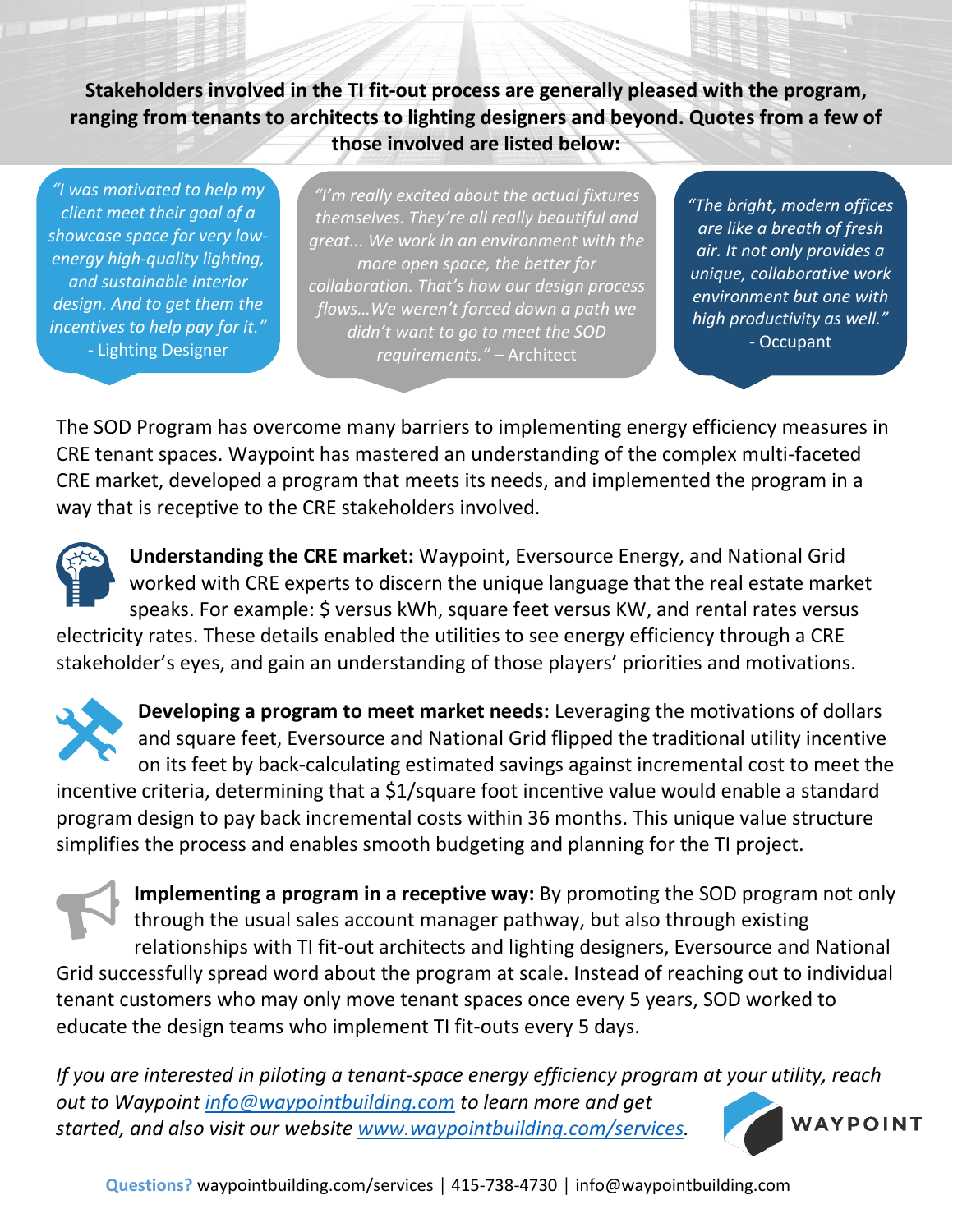**Stakeholders involved in the TI fit-out process are generally pleased with the program, ranging from tenants to architects to lighting designers and beyond. Quotes from a few of those involved are listed below:**

*"I was motivated to help my client meet their goal of a showcase space for very low-energy high-quality lighting, and sustainable interior design. And to get them the incentives to help pay for it."* - Lighting Designer

*"I'm really excited about the actual fixtures themselves. They're all really beautiful and great... We work in an environment with the more open space, the better for collaboration. That's how our design process flows…We weren't forced down a path we didn't want to go to meet the SOD requirements."* – Architect

*"The bright, modern offices are like a breath of fresh air. It not only provides a unique, collaborative work environment but one with high productivity as well."* - Occupant

The SOD Program has overcome many barriers to implementing energy efficiency measures in CRE tenant spaces. Waypoint has mastered an understanding of the complex multi-faceted CRE market, developed a program that meets its needs, and implemented the program in a way that is receptive to the CRE stakeholders involved.

**Understanding the CRE market:** Waypoint, Eversource Energy, and National Grid worked with CRE experts to discern the unique language that the real estate market speaks. For example: $ versus kWh, square feet versus KW, and rental rates versus electricity rates. These details enabled the utilities to see energy efficiency through a CRE stakeholder's eyes, and gain an understanding of those players' priorities and motivations.

**Developing a program to meet market needs:** Leveraging the motivations of dollars and square feet, Eversource and National Grid flipped the traditional utility incentive on its feet by back-calculating estimated savings against incremental cost to meet the incentive criteria, determining that a $1/square foot incentive value would enable a standard program design to pay back incremental costs within 36 months. This unique value structure simplifies the process and enables smooth budgeting and planning for the TI project.

**Implementing a program in a receptive way:** By promoting the SOD program not only through the usual sales account manager pathway, but also through existing relationships with TI fit-out architects and lighting designers, Eversource and National Grid successfully spread word about the program at scale. Instead of reaching out to individual tenant customers who may only move tenant spaces once every 5 years, SOD worked to educate the design teams who implement TI fit-outs every 5 days.

*If you are interested in piloting a tenant-space energy efficiency program at your utility, reach out to Waypoint [info@waypointbuilding.com](mailto:info@waypointbuilding.com) to learn more and get started, and also visit our website [www.waypointbuilding.com/services](http://www.waypointbuilding.com/services).*

WAYPOINT

**Questions?** waypointbuilding.com/services | 415-738-4730 | info@waypointbuilding.com